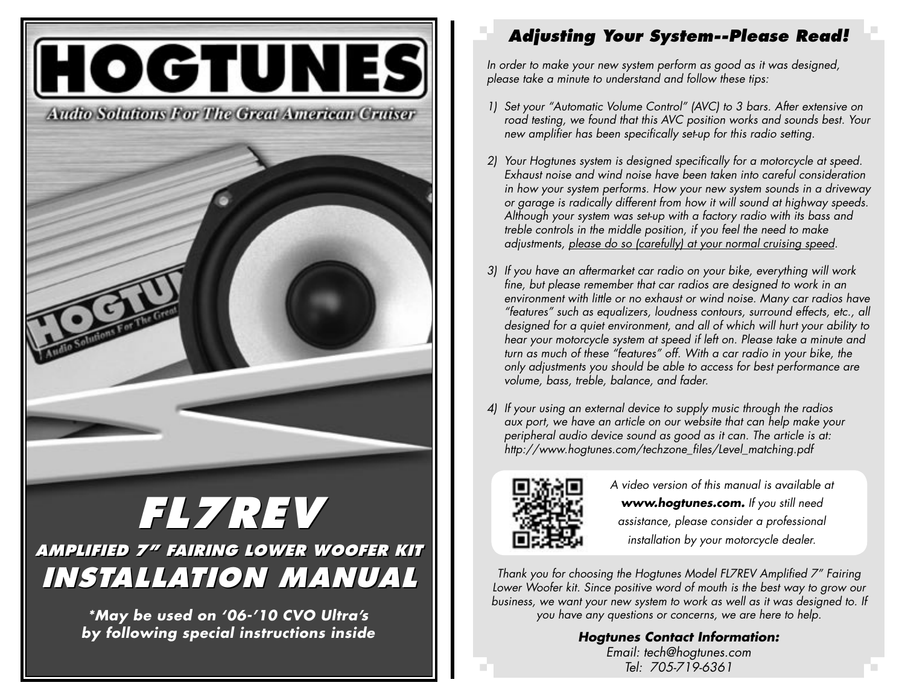# HOGTUNES

Audio Solutions For The Great American Cruiser

# FL7REV

## AMPLIFIED 7" FAIRING LOWER WOOFER KIT

## INSTALLATION MANUAL

**\*May be used on '06-'10 CVO Ultra's by following special instructions inside**

## Adjusting Your System--Please Read!

*In order to make your new system perform as good as it was designed, please take a minute to understand and follow these tips:*

1) *Set your "Automatic Volume Control" (AVC) to 3 bars. After extensive on road testing, we found that this AVC position works and sounds best. Your new amplifier has been specifically set-up for this radio setting.*

2) *Your Hogtunes system is designed specifically for a motorcycle at speed. Exhaust noise and wind noise have been taken into careful consideration in how your system performs. How your new system sounds in a driveway or garage is radically different from how it will sound at highway speeds. Although your system was set-up with a factory radio with its bass and treble controls in the middle position, if you feel the need to make adjustments, please do so (carefully) at your normal cruising speed.*

3) *If you have an aftermarket car radio on your bike, everything will work fine, but please remember that car radios are designed to work in an environment with little or no exhaust or wind noise. Many car radios have "features" such as equalizers, loudness contours, surround effects, etc., all designed for a quiet environment, and all of which will hurt your ability to hear your motorcycle system at speed if left on. Please take a minute and turn as much of these "features" off. With a car radio in your bike, the only adjustments you should be able to access for best performance are volume, bass, treble, balance, and fader.*

4) *If your using an external device to supply music through the radios aux port, we have an article on our website that can help make your peripheral audio device sound as good as it can. The article is at: http://www.hogtunes.com/techzone_files/Level_matching.pdf*

*A video version of this manual is available at* ***www.hogtunes.com.*** *If you still need assistance, please consider a professional installation by your motorcycle dealer.*

*Thank you for choosing the Hogtunes Model FL7REV Amplified 7" Fairing Lower Woofer kit. Since positive word of mouth is the best way to grow our business, we want your new system to work as well as it was designed to. If you have any questions or concerns, we are here to help.*

**Hogtunes Contact Information:**

*Email: tech@hogtunes.com*

*Tel: 705-719-6361*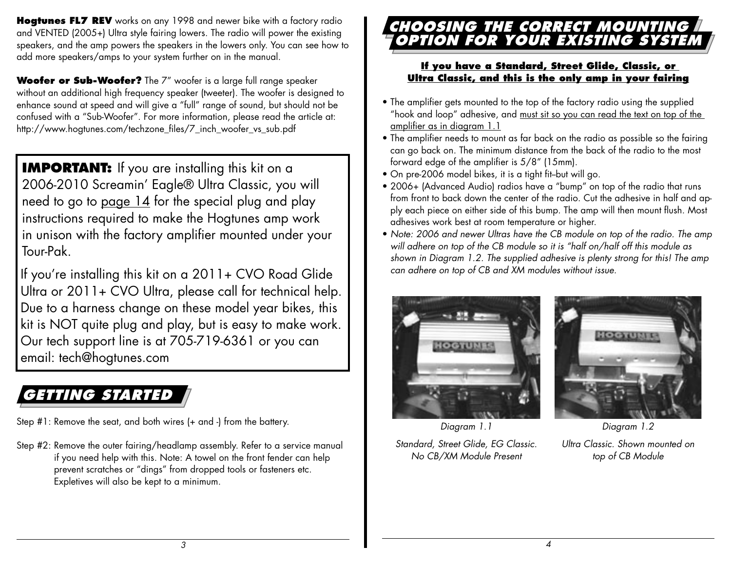**Hogtunes FL7 REV** works on any 1998 and newer bike with a factory radio and VENTED (2005+) Ultra style fairing lowers. The radio will power the existing speakers, and the amp powers the speakers in the lowers only. You can see how to add more speakers/amps to your system further on in the manual.

**Woofer or Sub-Woofer?** The 7" woofer is a large full range speaker without an additional high frequency speaker (tweeter). The woofer is designed to enhance sound at speed and will give a "full" range of sound, but should not be confused with a "Sub-Woofer". For more information, please read the article at: http://www.hogtunes.com/techzone_files/7_inch_woofer_vs_sub.pdf

**IMPORTANT:** If you are installing this kit on a 2006-2010 Screamin' Eagle® Ultra Classic, you will need to go to page 14 for the special plug and play instructions required to make the Hogtunes amp work in unison with the factory amplifier mounted under your Tour-Pak.

If you're installing this kit on a 2011+ CVO Road Glide Ultra or 2011+ CVO Ultra, please call for technical help. Due to a harness change on these model year bikes, this kit is NOT quite plug and play, but is easy to make work. Our tech support line is at 705-719-6361 or you can email: tech@hogtunes.com

## GETTING STARTED

Step #1: Remove the seat, and both wires (+ and -) from the battery.

Step #2: Remove the outer fairing/headlamp assembly. Refer to a service manual if you need help with this. Note: A towel on the front fender can help prevent scratches or "dings" from dropped tools or fasteners etc. Expletives will also be kept to a minimum.

## CHOOSING THE CORRECT MOUNTING OPTION FOR YOUR EXISTING SYSTEM

**If you have a Standard, Street Glide, Classic, or Ultra Classic, and this is the only amp in your fairing**

- The amplifier gets mounted to the top of the factory radio using the supplied "hook and loop" adhesive, and must sit so you can read the text on top of the amplifier as in diagram 1.1
- The amplifier needs to mount as far back on the radio as possible so the fairing can go back on. The minimum distance from the back of the radio to the most forward edge of the amplifier is 5/8" (15mm).
- On pre-2006 model bikes, it is a tight fit–but will go.
- 2006+ (Advanced Audio) radios have a "bump" on top of the radio that runs from front to back down the center of the radio. Cut the adhesive in half and apply each piece on either side of this bump. The amp will then mount flush. Most adhesives work best at room temperature or higher.
- *Note: 2006 and newer Ultras have the CB module on top of the radio. The amp will adhere on top of the CB module so it is "half on/half off this module as shown in Diagram 1.2. The supplied adhesive is plenty strong for this! The amp can adhere on top of CB and XM modules without issue.*

*Diagram 1.1*

*Standard, Street Glide, EG Classic. No CB/XM Module Present*

*Diagram 1.2*

*Ultra Classic. Shown mounted on top of CB Module*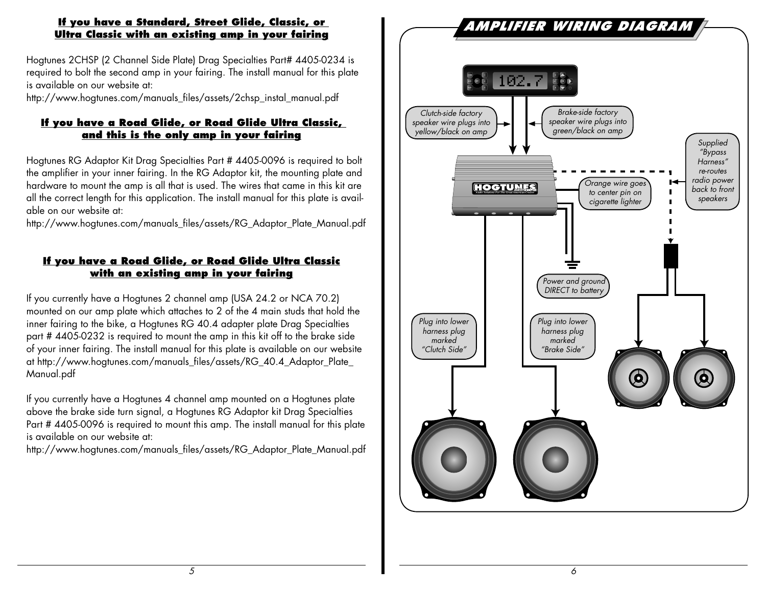## If you have a Standard, Street Glide, Classic, or Ultra Classic with an existing amp in your fairing

Hogtunes 2CHSP (2 Channel Side Plate) Drag Specialties Part# 4405-0234 is required to bolt the second amp in your fairing. The install manual for this plate is available on our website at:
http://www.hogtunes.com/manuals_files/assets/2chsp_instal_manual.pdf

## If you have a Road Glide, or Road Glide Ultra Classic, and this is the only amp in your fairing

Hogtunes RG Adaptor Kit Drag Specialties Part # 4405-0096 is required to bolt the amplifier in your inner fairing. In the RG Adaptor kit, the mounting plate and hardware to mount the amp is all that is used. The wires that came in this kit are all the correct length for this application. The install manual for this plate is available on our website at:
http://www.hogtunes.com/manuals_files/assets/RG_Adaptor_Plate_Manual.pdf

## If you have a Road Glide, or Road Glide Ultra Classic with an existing amp in your fairing

If you currently have a Hogtunes 2 channel amp (USA 24.2 or NCA 70.2) mounted on our amp plate which attaches to 2 of the 4 main studs that hold the inner fairing to the bike, a Hogtunes RG 40.4 adapter plate Drag Specialties part # 4405-0232 is required to mount the amp in this kit off to the brake side of your inner fairing. The install manual for this plate is available on our website at http://www.hogtunes.com/manuals_files/assets/RG_40.4_Adaptor_Plate_Manual.pdf

If you currently have a Hogtunes 4 channel amp mounted on a Hogtunes plate above the brake side turn signal, a Hogtunes RG Adaptor kit Drag Specialties Part # 4405-0096 is required to mount this amp. The install manual for this plate is available on our website at:
http://www.hogtunes.com/manuals_files/assets/RG_Adaptor_Plate_Manual.pdf

## AMPLIFIER WIRING DIAGRAM

- *Clutch-side factory speaker wire plugs into yellow/black on amp*
- *Brake-side factory speaker wire plugs into green/black on amp*
- *Supplied "Bypass Harness" re-routes radio power back to front speakers*
- *Orange wire goes to center pin on cigarette lighter*
- *Power and ground DIRECT to battery*
- *Plug into lower harness plug marked "Clutch Side"*
- *Plug into lower harness plug marked "Brake Side"*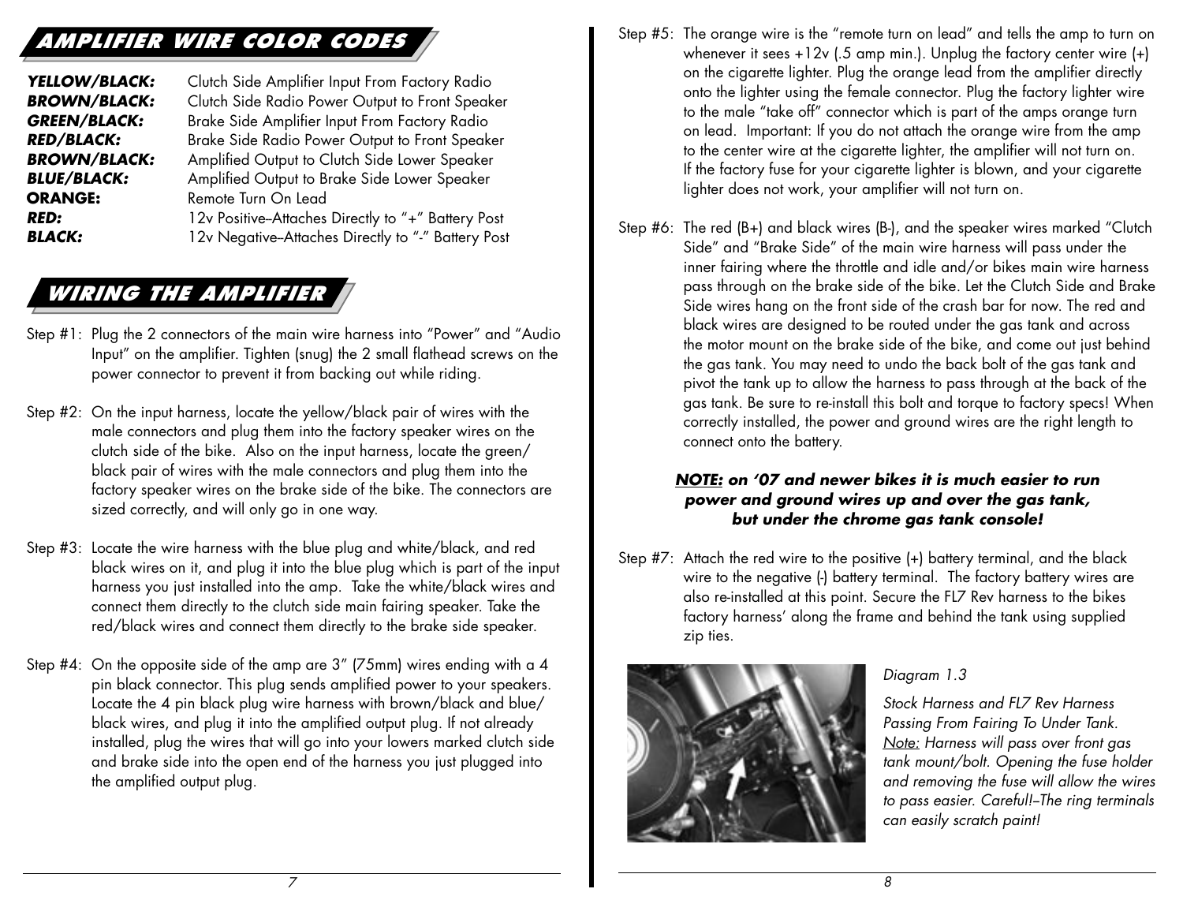## AMPLIFIER WIRE COLOR CODES

| | |
|---|---|
| ***YELLOW/BLACK:*** | Clutch Side Amplifier Input From Factory Radio |
| ***BROWN/BLACK:*** | Clutch Side Radio Power Output to Front Speaker |
| ***GREEN/BLACK:*** | Brake Side Amplifier Input From Factory Radio |
| ***RED/BLACK:*** | Brake Side Radio Power Output to Front Speaker |
| ***BROWN/BLACK:*** | Amplified Output to Clutch Side Lower Speaker |
| ***BLUE/BLACK:*** | Amplified Output to Brake Side Lower Speaker |
| **ORANGE:** | Remote Turn On Lead |
| ***RED:*** | 12v Positive–Attaches Directly to "+" Battery Post |
| ***BLACK:*** | 12v Negative–Attaches Directly to "-" Battery Post |

## WIRING THE AMPLIFIER

Step #1: Plug the 2 connectors of the main wire harness into "Power" and "Audio Input" on the amplifier. Tighten (snug) the 2 small flathead screws on the power connector to prevent it from backing out while riding.

Step #2: On the input harness, locate the yellow/black pair of wires with the male connectors and plug them into the factory speaker wires on the clutch side of the bike. Also on the input harness, locate the green/black pair of wires with the male connectors and plug them into the factory speaker wires on the brake side of the bike. The connectors are sized correctly, and will only go in one way.

Step #3: Locate the wire harness with the blue plug and white/black, and red black wires on it, and plug it into the blue plug which is part of the input harness you just installed into the amp. Take the white/black wires and connect them directly to the clutch side main fairing speaker. Take the red/black wires and connect them directly to the brake side speaker.

Step #4: On the opposite side of the amp are 3" (75mm) wires ending with a 4 pin black connector. This plug sends amplified power to your speakers. Locate the 4 pin black plug wire harness with brown/black and blue/black wires, and plug it into the amplified output plug. If not already installed, plug the wires that will go into your lowers marked clutch side and brake side into the open end of the harness you just plugged into the amplified output plug.

Step #5: The orange wire is the "remote turn on lead" and tells the amp to turn on whenever it sees +12v (.5 amp min.). Unplug the factory center wire (+) on the cigarette lighter. Plug the orange lead from the amplifier directly onto the lighter using the female connector. Plug the factory lighter wire to the male "take off" connector which is part of the amps orange turn on lead. Important: If you do not attach the orange wire from the amp to the center wire at the cigarette lighter, the amplifier will not turn on. If the factory fuse for your cigarette lighter is blown, and your cigarette lighter does not work, your amplifier will not turn on.

Step #6: The red (B+) and black wires (B-), and the speaker wires marked "Clutch Side" and "Brake Side" of the main wire harness will pass under the inner fairing where the throttle and idle and/or bikes main wire harness pass through on the brake side of the bike. Let the Clutch Side and Brake Side wires hang on the front side of the crash bar for now. The red and black wires are designed to be routed under the gas tank and across the motor mount on the brake side of the bike, and come out just behind the gas tank. You may need to undo the back bolt of the gas tank and pivot the tank up to allow the harness to pass through at the back of the gas tank. Be sure to re-install this bolt and torque to factory specs! When correctly installed, the power and ground wires are the right length to connect onto the battery.

***NOTE:* on '07 and newer bikes it is much easier to run power and ground wires up and over the gas tank, but under the chrome gas tank console!**

Step #7: Attach the red wire to the positive (+) battery terminal, and the black wire to the negative (-) battery terminal. The factory battery wires are also re-installed at this point. Secure the FL7 Rev harness to the bikes factory harness' along the frame and behind the tank using supplied zip ties.

*Diagram 1.3*

*Stock Harness and FL7 Rev Harness Passing From Fairing To Under Tank. Note: Harness will pass over front gas tank mount/bolt. Opening the fuse holder and removing the fuse will allow the wires to pass easier. Careful!–The ring terminals can easily scratch paint!*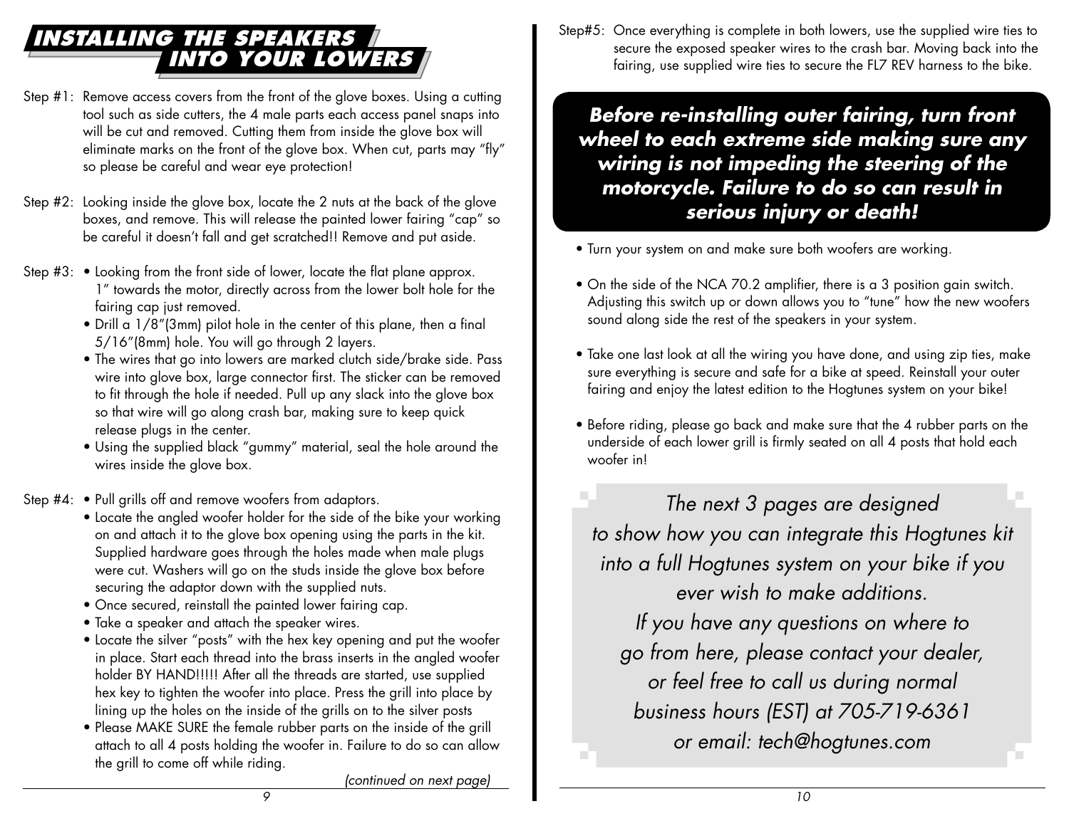# INSTALLING THE SPEAKERS INTO YOUR LOWERS

Step #1: Remove access covers from the front of the glove boxes. Using a cutting tool such as side cutters, the 4 male parts each access panel snaps into will be cut and removed. Cutting them from inside the glove box will eliminate marks on the front of the glove box. When cut, parts may "fly" so please be careful and wear eye protection!

Step #2: Looking inside the glove box, locate the 2 nuts at the back of the glove boxes, and remove. This will release the painted lower fairing "cap" so be careful it doesn't fall and get scratched!! Remove and put aside.

Step #3:
- Looking from the front side of lower, locate the flat plane approx. 1" towards the motor, directly across from the lower bolt hole for the fairing cap just removed.
- Drill a 1/8"(3mm) pilot hole in the center of this plane, then a final 5/16"(8mm) hole. You will go through 2 layers.
- The wires that go into lowers are marked clutch side/brake side. Pass wire into glove box, large connector first. The sticker can be removed to fit through the hole if needed. Pull up any slack into the glove box so that wire will go along crash bar, making sure to keep quick release plugs in the center.
- Using the supplied black "gummy" material, seal the hole around the wires inside the glove box.

Step #4:
- Pull grills off and remove woofers from adaptors.
- Locate the angled woofer holder for the side of the bike your working on and attach it to the glove box opening using the parts in the kit. Supplied hardware goes through the holes made when male plugs were cut. Washers will go on the studs inside the glove box before securing the adaptor down with the supplied nuts.
- Once secured, reinstall the painted lower fairing cap.
- Take a speaker and attach the speaker wires.
- Locate the silver "posts" with the hex key opening and put the woofer in place. Start each thread into the brass inserts in the angled woofer holder BY HAND!!!!! After all the threads are started, use supplied hex key to tighten the woofer into place. Press the grill into place by lining up the holes on the inside of the grills on to the silver posts
- Please MAKE SURE the female rubber parts on the inside of the grill attach to all 4 posts holding the woofer in. Failure to do so can allow the grill to come off while riding.

*(continued on next page)*

Step#5: Once everything is complete in both lowers, use the supplied wire ties to secure the exposed speaker wires to the crash bar. Moving back into the fairing, use supplied wire ties to secure the FL7 REV harness to the bike.

***Before re-installing outer fairing, turn front wheel to each extreme side making sure any wiring is not impeding the steering of the motorcycle. Failure to do so can result in serious injury or death!***

- Turn your system on and make sure both woofers are working.
- On the side of the NCA 70.2 amplifier, there is a 3 position gain switch. Adjusting this switch up or down allows you to "tune" how the new woofers sound along side the rest of the speakers in your system.
- Take one last look at all the wiring you have done, and using zip ties, make sure everything is secure and safe for a bike at speed. Reinstall your outer fairing and enjoy the latest edition to the Hogtunes system on your bike!
- Before riding, please go back and make sure that the 4 rubber parts on the underside of each lower grill is firmly seated on all 4 posts that hold each woofer in!

*The next 3 pages are designed to show how you can integrate this Hogtunes kit into a full Hogtunes system on your bike if you ever wish to make additions. If you have any questions on where to go from here, please contact your dealer, or feel free to call us during normal business hours (EST) at 705-719-6361 or email: tech@hogtunes.com*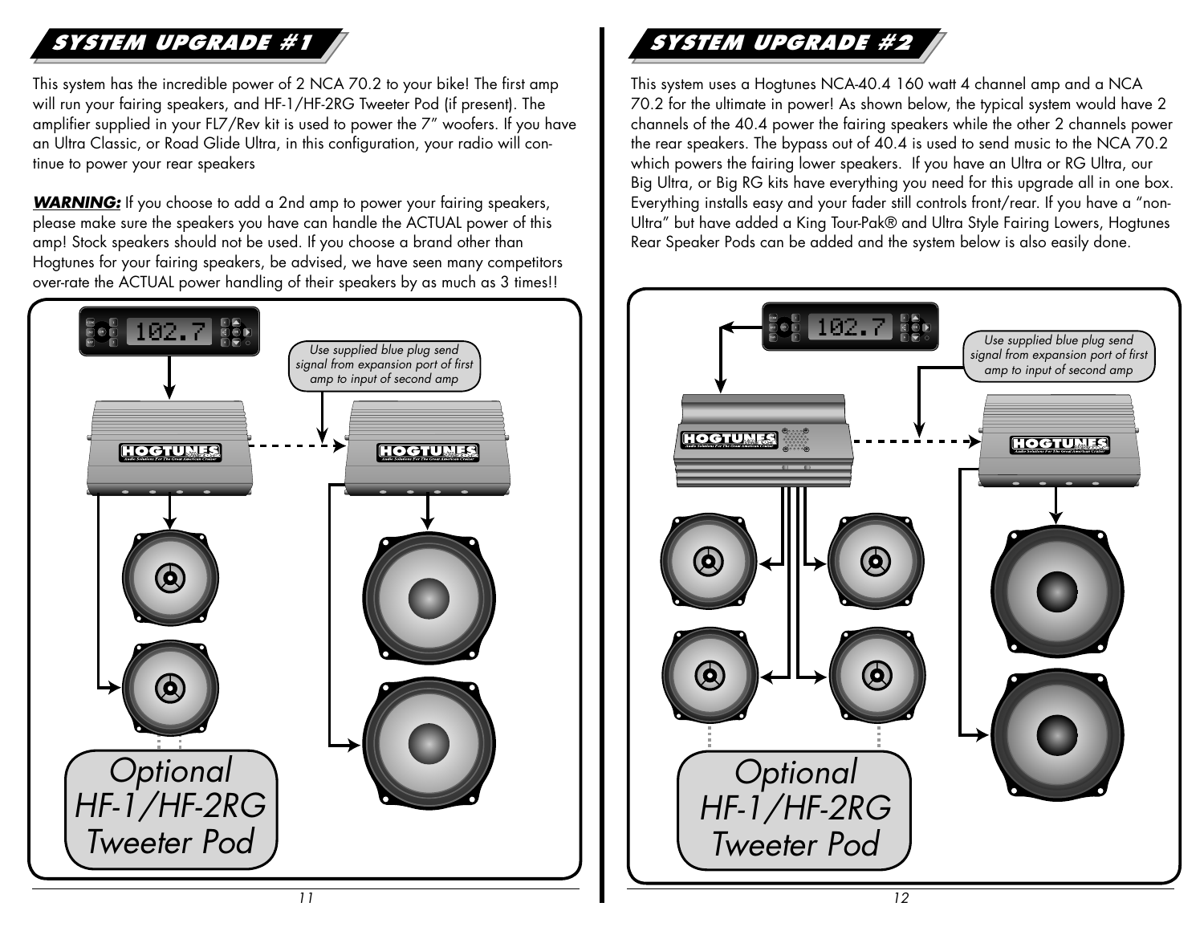## SYSTEM UPGRADE #1

This system has the incredible power of 2 NCA 70.2 to your bike! The first amp will run your fairing speakers, and HF-1/HF-2RG Tweeter Pod (if present). The amplifier supplied in your FL7/Rev kit is used to power the 7" woofers. If you have an Ultra Classic, or Road Glide Ultra, in this configuration, your radio will continue to power your rear speakers

***WARNING:*** If you choose to add a 2nd amp to power your fairing speakers, please make sure the speakers you have can handle the ACTUAL power of this amp! Stock speakers should not be used. If you choose a brand other than Hogtunes for your fairing speakers, be advised, we have seen many competitors over-rate the ACTUAL power handling of their speakers by as much as 3 times!!

*Use supplied blue plug send signal from expansion port of first amp to input of second amp*

Optional HF-1/HF-2RG Tweeter Pod

## SYSTEM UPGRADE #2

This system uses a Hogtunes NCA-40.4 160 watt 4 channel amp and a NCA 70.2 for the ultimate in power! As shown below, the typical system would have 2 channels of the 40.4 power the fairing speakers while the other 2 channels power the rear speakers. The bypass out of 40.4 is used to send music to the NCA 70.2 which powers the fairing lower speakers. If you have an Ultra or RG Ultra, our Big Ultra, or Big RG kits have everything you need for this upgrade all in one box. Everything installs easy and your fader still controls front/rear. If you have a "non-Ultra" but have added a King Tour-Pak® and Ultra Style Fairing Lowers, Hogtunes Rear Speaker Pods can be added and the system below is also easily done.

*Use supplied blue plug send signal from expansion port of first amp to input of second amp*

Optional HF-1/HF-2RG Tweeter Pod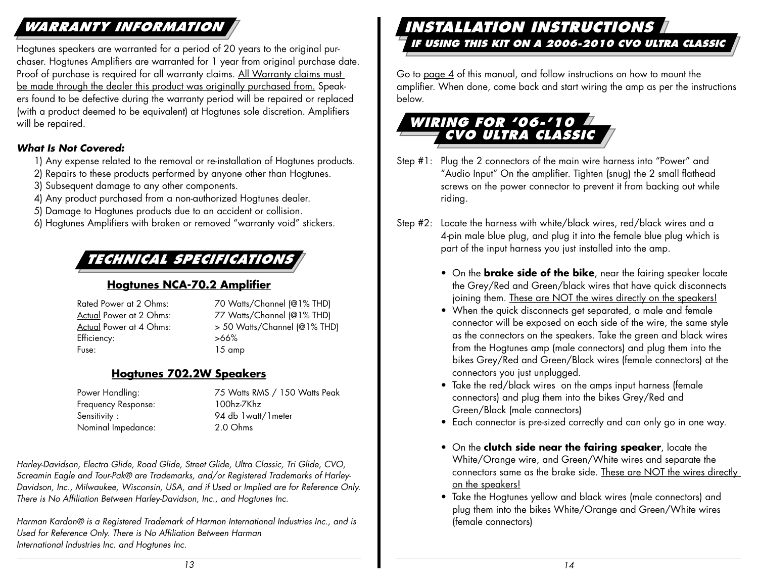## WARRANTY INFORMATION

Hogtunes speakers are warranted for a period of 20 years to the original purchaser. Hogtunes Amplifiers are warranted for 1 year from original purchase date. Proof of purchase is required for all warranty claims. All Warranty claims must be made through the dealer this product was originally purchased from. Speakers found to be defective during the warranty period will be repaired or replaced (with a product deemed to be equivalent) at Hogtunes sole discretion. Amplifiers will be repaired.

***What Is Not Covered:***

1) Any expense related to the removal or re-installation of Hogtunes products.
2) Repairs to these products performed by anyone other than Hogtunes.
3) Subsequent damage to any other components.
4) Any product purchased from a non-authorized Hogtunes dealer.
5) Damage to Hogtunes products due to an accident or collision.
6) Hogtunes Amplifiers with broken or removed "warranty void" stickers.

## TECHNICAL SPECIFICATIONS

### Hogtunes NCA-70.2 Amplifier

| | |
|---|---|
| Rated Power at 2 Ohms: | 70 Watts/Channel (@1% THD) |
| Actual Power at 2 Ohms: | 77 Watts/Channel (@1% THD) |
| Actual Power at 4 Ohms: | > 50 Watts/Channel (@1% THD) |
| Efficiency: | >66% |
| Fuse: | 15 amp |

### Hogtunes 702.2W Speakers

| | |
|---|---|
| Power Handling: | 75 Watts RMS / 150 Watts Peak |
| Frequency Response: | 100hz-7Khz |
| Sensitivity : | 94 db 1watt/1meter |
| Nominal Impedance: | 2.0 Ohms |

*Harley-Davidson, Electra Glide, Road Glide, Street Glide, Ultra Classic, Tri Glide, CVO, Screamin Eagle and Tour-Pak® are Trademarks, and/or Registered Trademarks of Harley-Davidson, Inc., Milwaukee, Wisconsin, USA, and if Used or Implied are for Reference Only. There is No Affiliation Between Harley-Davidson, Inc., and Hogtunes Inc.*

*Harman Kardon® is a Registered Trademark of Harmon International Industries Inc., and is Used for Reference Only. There is No Affiliation Between Harman International Industries Inc. and Hogtunes Inc.*

## INSTALLATION INSTRUCTIONS

### IF USING THIS KIT ON A 2006-2010 CVO ULTRA CLASSIC

Go to page 4 of this manual, and follow instructions on how to mount the amplifier. When done, come back and start wiring the amp as per the instructions below.

## WIRING FOR '06-'10 CVO ULTRA CLASSIC

Step #1: Plug the 2 connectors of the main wire harness into "Power" and "Audio Input" On the amplifier. Tighten (snug) the 2 small flathead screws on the power connector to prevent it from backing out while riding.

Step #2: Locate the harness with white/black wires, red/black wires and a 4-pin male blue plug, and plug it into the female blue plug which is part of the input harness you just installed into the amp.

- On the **brake side of the bike**, near the fairing speaker locate the Grey/Red and Green/black wires that have quick disconnects joining them. These are NOT the wires directly on the speakers!
- When the quick disconnects get separated, a male and female connector will be exposed on each side of the wire, the same style as the connectors on the speakers. Take the green and black wires from the Hogtunes amp (male connectors) and plug them into the bikes Grey/Red and Green/Black wires (female connectors) at the connectors you just unplugged.
- Take the red/black wires on the amps input harness (female connectors) and plug them into the bikes Grey/Red and Green/Black (male connectors)
- Each connector is pre-sized correctly and can only go in one way.

- On the **clutch side near the fairing speaker**, locate the White/Orange wire, and Green/White wires and separate the connectors same as the brake side. These are NOT the wires directly on the speakers!
- Take the Hogtunes yellow and black wires (male connectors) and plug them into the bikes White/Orange and Green/White wires (female connectors)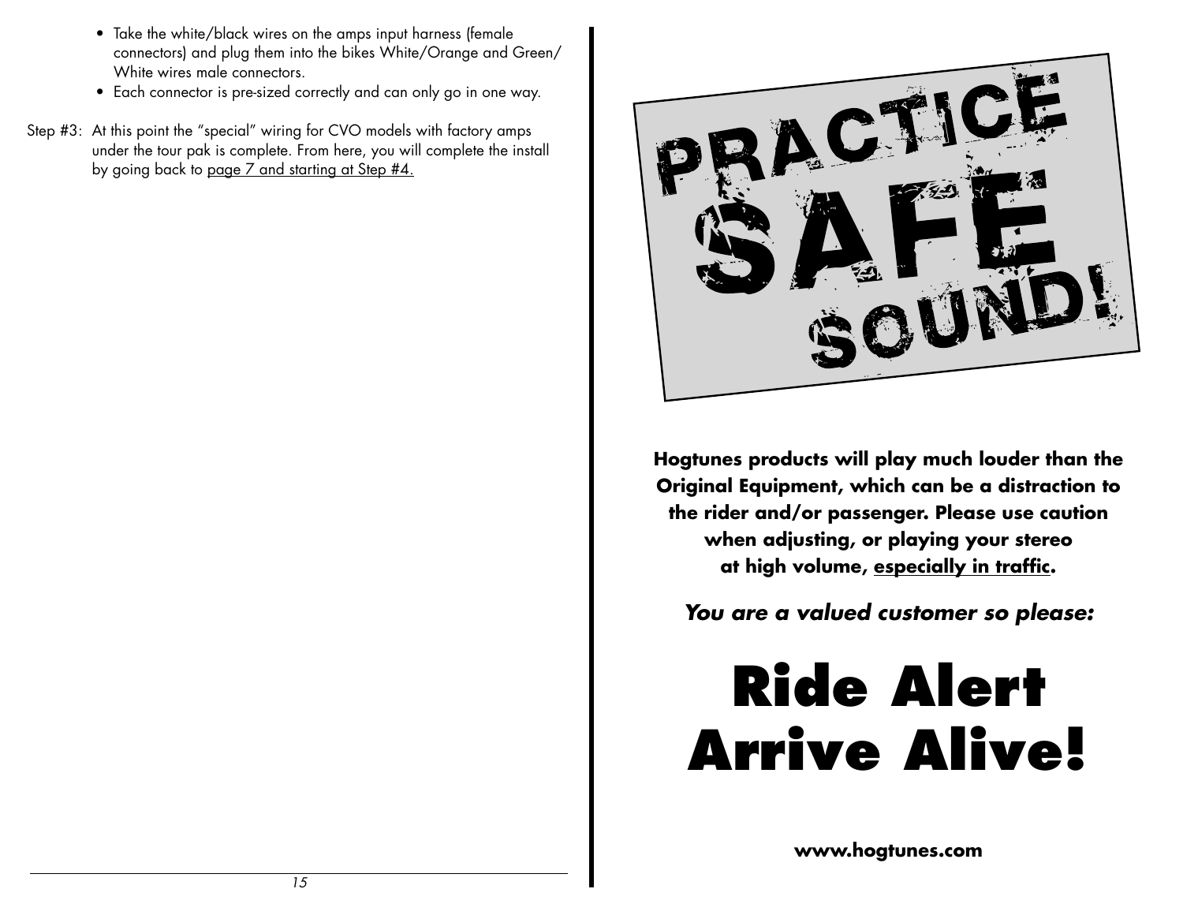- Take the white/black wires on the amps input harness (female connectors) and plug them into the bikes White/Orange and Green/White wires male connectors.
- Each connector is pre-sized correctly and can only go in one way.

Step #3: At this point the "special" wiring for CVO models with factory amps under the tour pak is complete. From here, you will complete the install by going back to page 7 and starting at Step #4.

PRACTICE SAFE SOUND!

**Hogtunes products will play much louder than the Original Equipment, which can be a distraction to the rider and/or passenger. Please use caution when adjusting, or playing your stereo at high volume, especially in traffic.**

***You are a valued customer so please:***

# Ride Alert Arrive Alive!

**www.hogtunes.com**